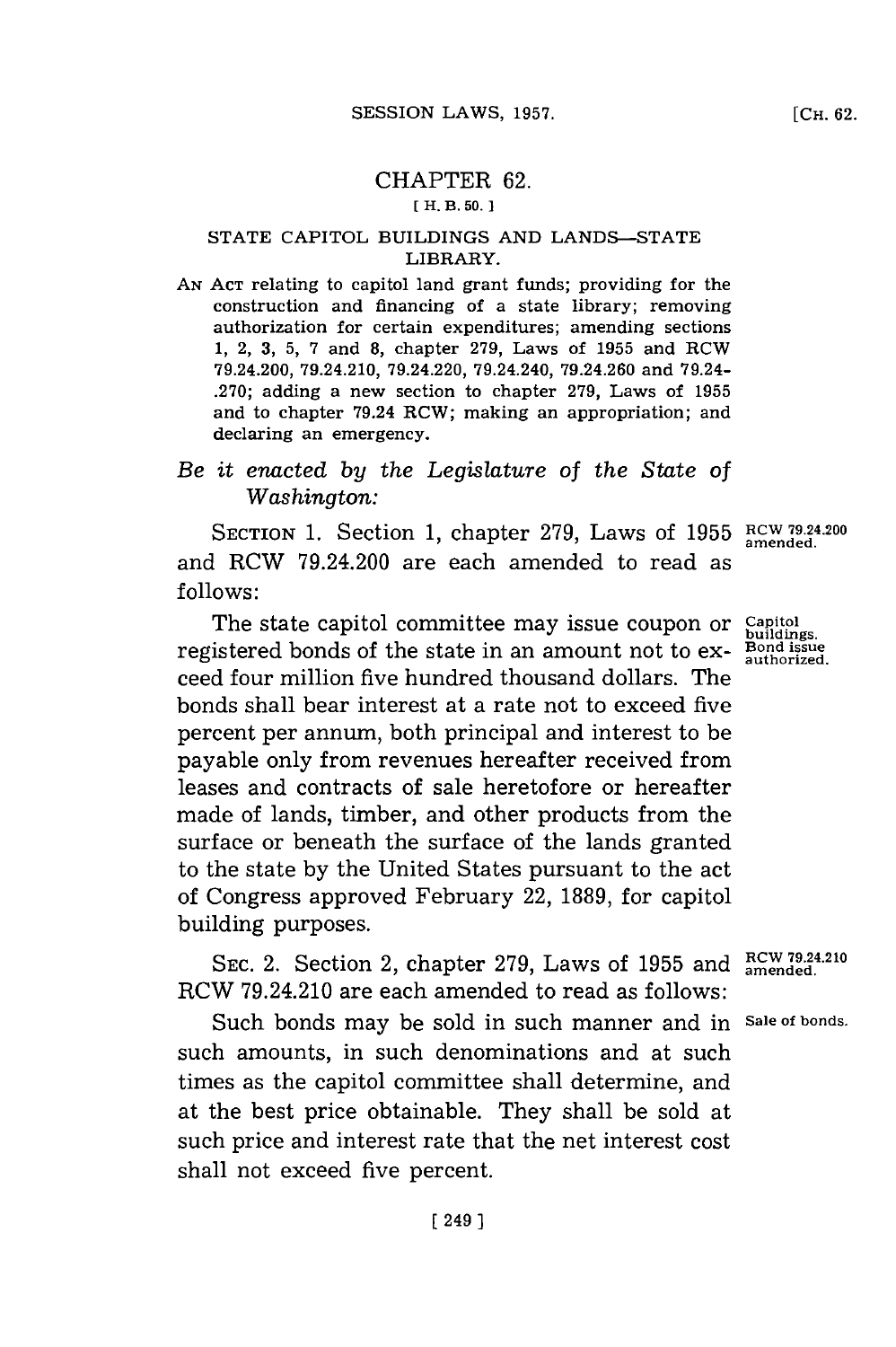# CHAPTER 62.

[ H. B. 50. ]

## STATE CAPITOL BUILDINGS AND LANDS—STATE LIBRARY.

AN ACT relating to capitol land grant funds; providing for the construction and financing of a state library; removing authorization for certain expenditures; amending sections 1, 2, 3, 5, 7 and 8, chapter 279, Laws of 1955 and RCW 79.24.200, 79.24.210, 79.24.220, 79.24.240, 79.24.260 and 79.24-.270; adding a new section to chapter 279, Laws of 1955 and to chapter 79.24 RCW; making an appropriation; and declaring an emergency.

*Be it enacted by the Legislature of the State of Washington:*

RCW 79.24.200 amended.

SECTION 1. Section 1, chapter 279, Laws of 1955 and RCW 79.24.200 are each amended to read as follows:

Capitol buildings. Bond issue authorized.

The state capitol committee may issue coupon or registered bonds of the state in an amount not to exceed four million five hundred thousand dollars. The bonds shall bear interest at a rate not to exceed five percent per annum, both principal and interest to be payable only from revenues hereafter received from leases and contracts of sale heretofore or hereafter made of lands, timber, and other products from the surface or beneath the surface of the lands granted to the state by the United States pursuant to the act of Congress approved February 22, 1889, for capitol building purposes.

RCW 79.24.210 amended.

SEC. 2. Section 2, chapter 279, Laws of 1955 and RCW 79.24.210 are each amended to read as follows:

Sale of bonds.

Such bonds may be sold in such manner and in such amounts, in such denominations and at such times as the capitol committee shall determine, and at the best price obtainable. They shall be sold at such price and interest rate that the net interest cost shall not exceed five percent.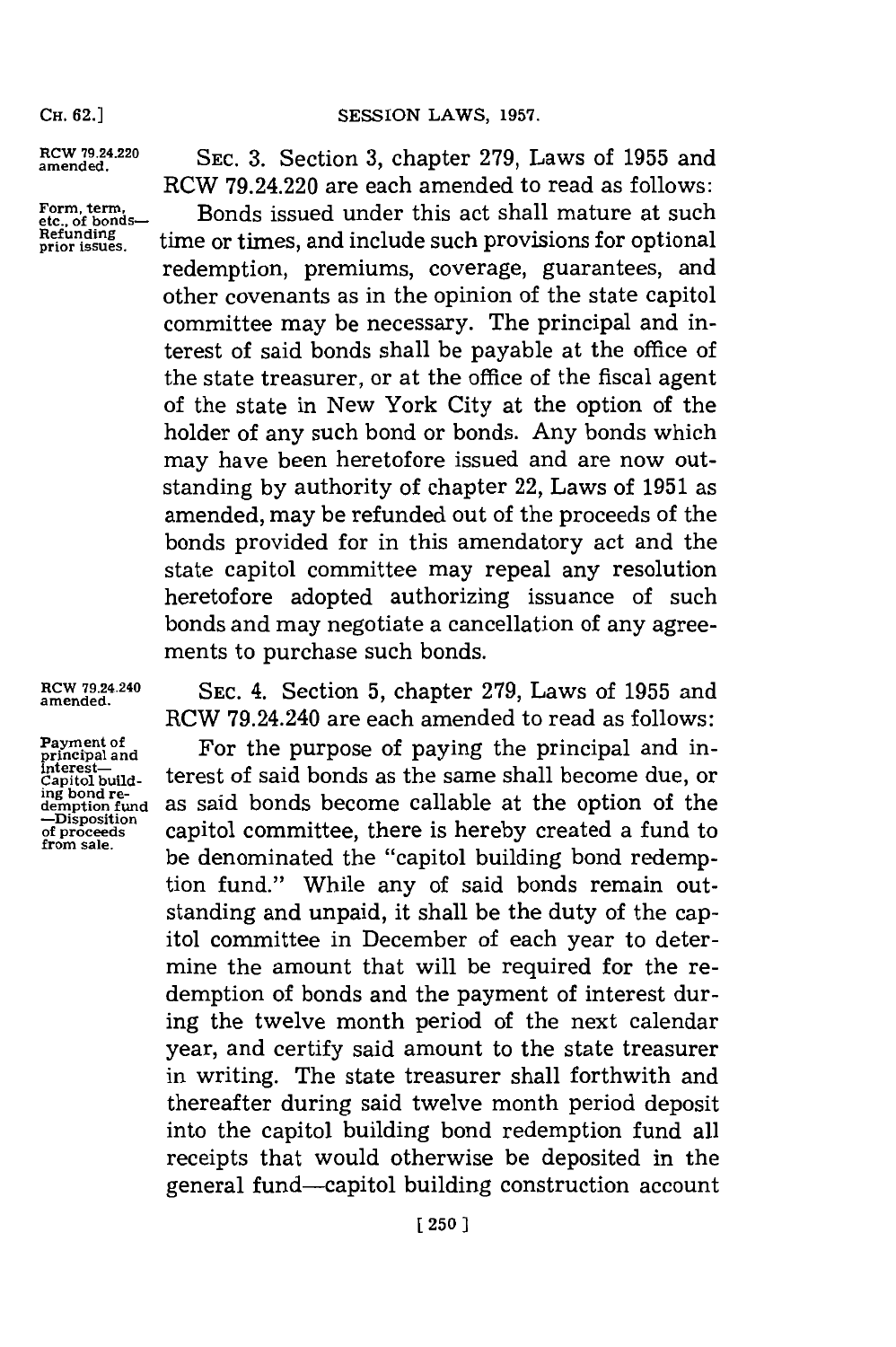RCW 79.24.220 amended.

Form, term, etc., of bonds—Refunding prior issues.

SEC. 3. Section 3, chapter 279, Laws of 1955 and RCW 79.24.220 are each amended to read as follows:

Bonds issued under this act shall mature at such time or times, and include such provisions for optional redemption, premiums, coverage, guarantees, and other covenants as in the opinion of the state capitol committee may be necessary. The principal and interest of said bonds shall be payable at the office of the state treasurer, or at the office of the fiscal agent of the state in New York City at the option of the holder of any such bond or bonds. Any bonds which may have been heretofore issued and are now outstanding by authority of chapter 22, Laws of 1951 as amended, may be refunded out of the proceeds of the bonds provided for in this amendatory act and the state capitol committee may repeal any resolution heretofore adopted authorizing issuance of such bonds and may negotiate a cancellation of any agreements to purchase such bonds.

RCW 79.24.240 amended.

Payment of principal and interest—Capitol building bond redemption fund—Disposition of proceeds from sale.

SEC. 4. Section 5, chapter 279, Laws of 1955 and RCW 79.24.240 are each amended to read as follows:

For the purpose of paying the principal and interest of said bonds as the same shall become due, or as said bonds become callable at the option of the capitol committee, there is hereby created a fund to be denominated the "capitol building bond redemption fund." While any of said bonds remain outstanding and unpaid, it shall be the duty of the capitol committee in December of each year to determine the amount that will be required for the redemption of bonds and the payment of interest during the twelve month period of the next calendar year, and certify said amount to the state treasurer in writing. The state treasurer shall forthwith and thereafter during said twelve month period deposit into the capitol building bond redemption fund all receipts that would otherwise be deposited in the general fund—capitol building construction account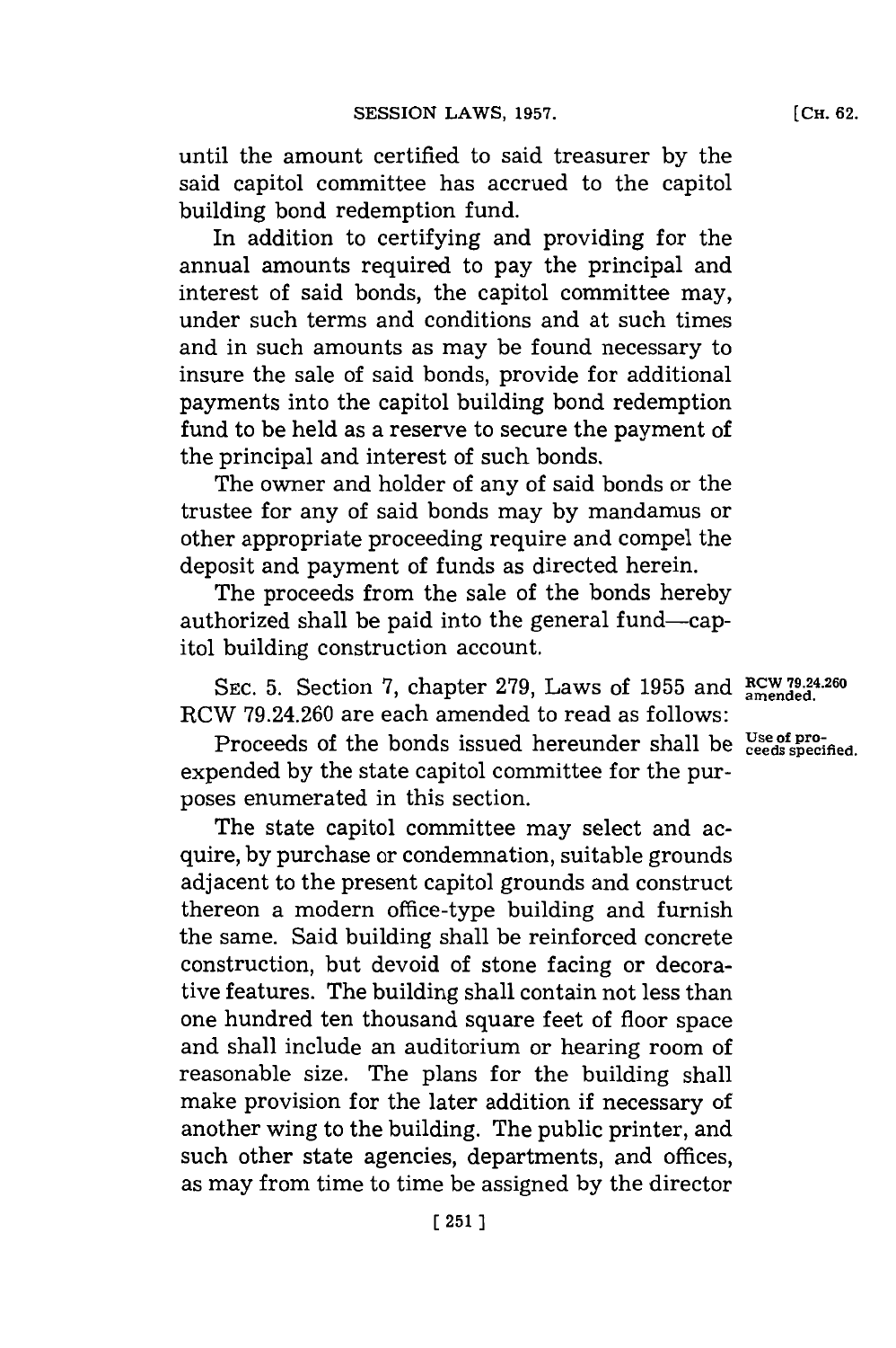until the amount certified to said treasurer by the said capitol committee has accrued to the capitol building bond redemption fund.

In addition to certifying and providing for the annual amounts required to pay the principal and interest of said bonds, the capitol committee may, under such terms and conditions and at such times and in such amounts as may be found necessary to insure the sale of said bonds, provide for additional payments into the capitol building bond redemption fund to be held as a reserve to secure the payment of the principal and interest of such bonds.

The owner and holder of any of said bonds or the trustee for any of said bonds may by mandamus or other appropriate proceeding require and compel the deposit and payment of funds as directed herein.

The proceeds from the sale of the bonds hereby authorized shall be paid into the general fund—capitol building construction account.

RCW 79.24.260 amended.

SEC. 5. Section 7, chapter 279, Laws of 1955 and RCW 79.24.260 are each amended to read as follows:

Use of proceeds specified.

Proceeds of the bonds issued hereunder shall be expended by the state capitol committee for the purposes enumerated in this section.

The state capitol committee may select and acquire, by purchase or condemnation, suitable grounds adjacent to the present capitol grounds and construct thereon a modern office-type building and furnish the same. Said building shall be reinforced concrete construction, but devoid of stone facing or decorative features. The building shall contain not less than one hundred ten thousand square feet of floor space and shall include an auditorium or hearing room of reasonable size. The plans for the building shall make provision for the later addition if necessary of another wing to the building. The public printer, and such other state agencies, departments, and offices, as may from time to time be assigned by the director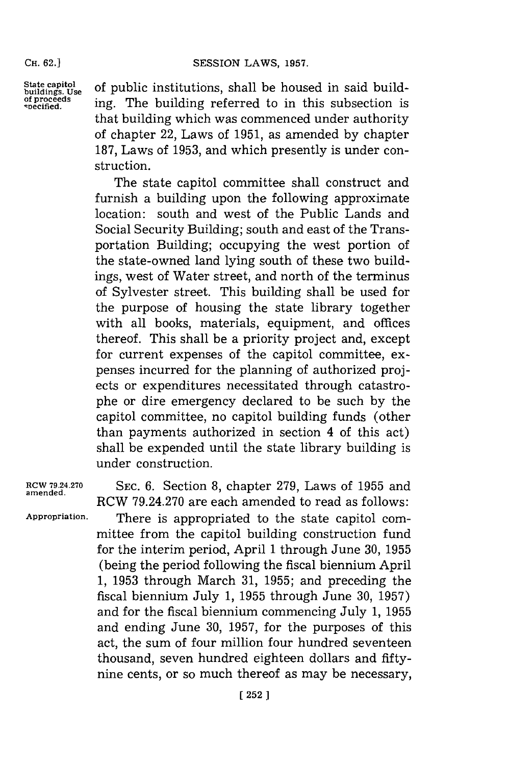State capitol buildings. Use of proceeds specified.

of public institutions, shall be housed in said building. The building referred to in this subsection is that building which was commenced under authority of chapter 22, Laws of 1951, as amended by chapter 187, Laws of 1953, and which presently is under construction.

The state capitol committee shall construct and furnish a building upon the following approximate location: south and west of the Public Lands and Social Security Building; south and east of the Transportation Building; occupying the west portion of the state-owned land lying south of these two buildings, west of Water street, and north of the terminus of Sylvester street. This building shall be used for the purpose of housing the state library together with all books, materials, equipment, and offices thereof. This shall be a priority project and, except for current expenses of the capitol committee, expenses incurred for the planning of authorized projects or expenditures necessitated through catastrophe or dire emergency declared to be such by the capitol committee, no capitol building funds (other than payments authorized in section 4 of this act) shall be expended until the state library building is under construction.

RCW 79.24.270 amended.

SEC. 6. Section 8, chapter 279, Laws of 1955 and RCW 79.24.270 are each amended to read as follows:

Appropriation.

There is appropriated to the state capitol committee from the capitol building construction fund for the interim period, April 1 through June 30, 1955 (being the period following the fiscal biennium April 1, 1953 through March 31, 1955; and preceding the fiscal biennium July 1, 1955 through June 30, 1957) and for the fiscal biennium commencing July 1, 1955 and ending June 30, 1957, for the purposes of this act, the sum of four million four hundred seventeen thousand, seven hundred eighteen dollars and fifty-nine cents, or so much thereof as may be necessary,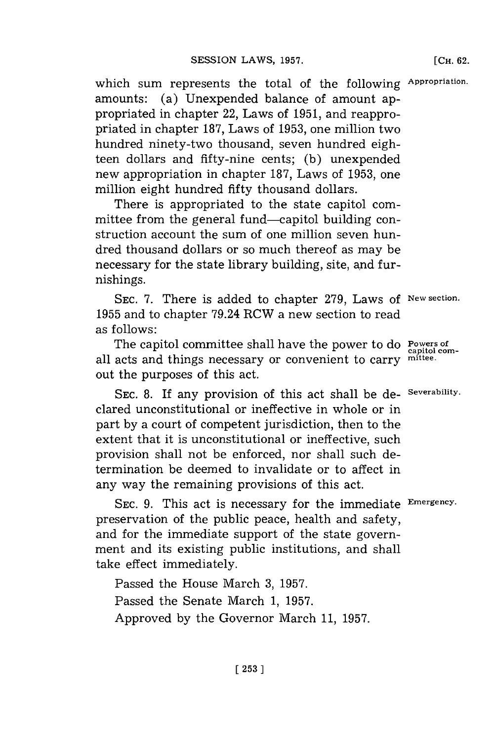which sum represents the total of the following amounts: (a) Unexpended balance of amount appropriated in chapter 22, Laws of 1951, and reappropriated in chapter 187, Laws of 1953, one million two hundred ninety-two thousand, seven hundred eighteen dollars and fifty-nine cents; (b) unexpended new appropriation in chapter 187, Laws of 1953, one million eight hundred fifty thousand dollars.

Appropriation.

There is appropriated to the state capitol committee from the general fund—capitol building construction account the sum of one million seven hundred thousand dollars or so much thereof as may be necessary for the state library building, site, and furnishings.

SEC. 7. There is added to chapter 279, Laws of 1955 and to chapter 79.24 RCW a new section to read as follows:

New section.

The capitol committee shall have the power to do all acts and things necessary or convenient to carry out the purposes of this act.

Powers of capitol committee.

SEC. 8. If any provision of this act shall be declared unconstitutional or ineffective in whole or in part by a court of competent jurisdiction, then to the extent that it is unconstitutional or ineffective, such provision shall not be enforced, nor shall such determination be deemed to invalidate or to affect in any way the remaining provisions of this act.

Severability.

SEC. 9. This act is necessary for the immediate preservation of the public peace, health and safety, and for the immediate support of the state government and its existing public institutions, and shall take effect immediately.

Emergency.

Passed the House March 3, 1957.

Passed the Senate March 1, 1957.

Approved by the Governor March 11, 1957.